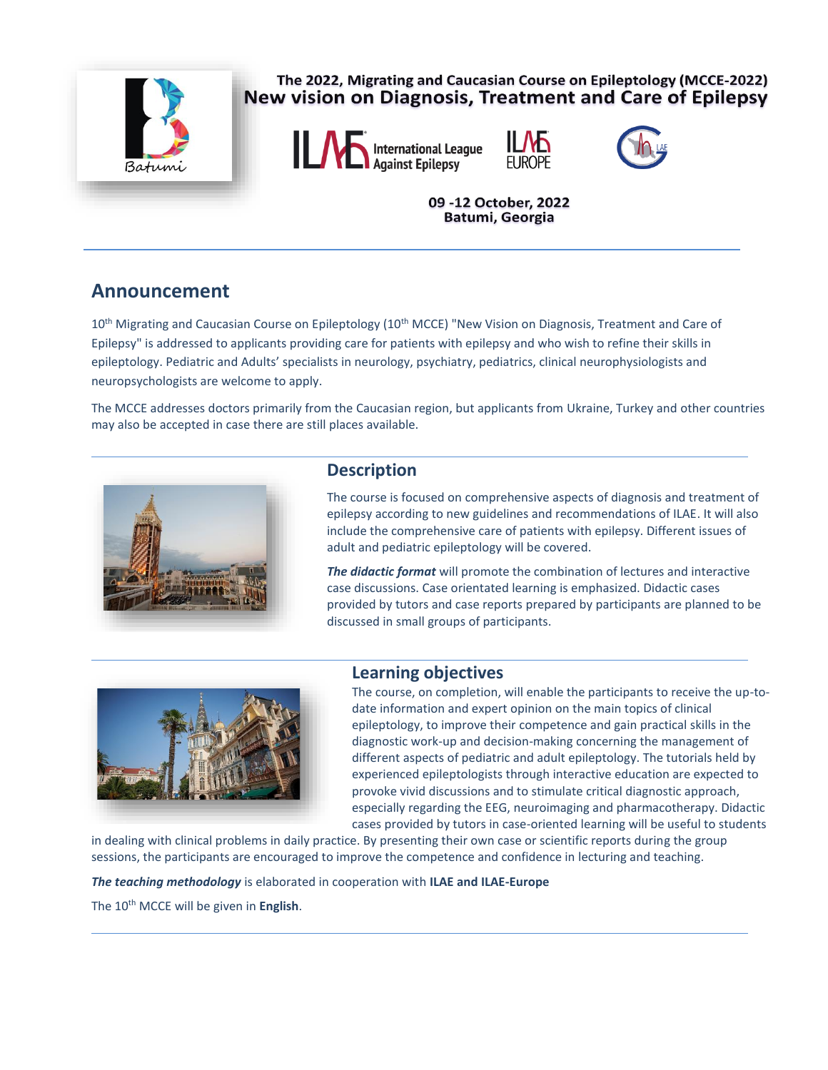The 2022, Migrating and Caucasian Course on Epileptology (MCCE-2022)

# New vision on Diagnosis, Treatment and Care of Epilepsy

International League Against Epilepsy

ILAE EUROPE

**09 -12 October, 2022**
**Batumi, Georgia**

## Announcement

10th Migrating and Caucasian Course on Epileptology (10th MCCE) "New Vision on Diagnosis, Treatment and Care of Epilepsy" is addressed to applicants providing care for patients with epilepsy and who wish to refine their skills in epileptology. Pediatric and Adults' specialists in neurology, psychiatry, pediatrics, clinical neurophysiologists and neuropsychologists are welcome to apply.

The MCCE addresses doctors primarily from the Caucasian region, but applicants from Ukraine, Turkey and other countries may also be accepted in case there are still places available.

## Description

The course is focused on comprehensive aspects of diagnosis and treatment of epilepsy according to new guidelines and recommendations of ILAE. It will also include the comprehensive care of patients with epilepsy. Different issues of adult and pediatric epileptology will be covered.

***The didactic format*** will promote the combination of lectures and interactive case discussions. Case orientated learning is emphasized. Didactic cases provided by tutors and case reports prepared by participants are planned to be discussed in small groups of participants.

## Learning objectives

The course, on completion, will enable the participants to receive the up-to-date information and expert opinion on the main topics of clinical epileptology, to improve their competence and gain practical skills in the diagnostic work-up and decision-making concerning the management of different aspects of pediatric and adult epileptology. The tutorials held by experienced epileptologists through interactive education are expected to provoke vivid discussions and to stimulate critical diagnostic approach, especially regarding the EEG, neuroimaging and pharmacotherapy. Didactic cases provided by tutors in case-oriented learning will be useful to students in dealing with clinical problems in daily practice. By presenting their own case or scientific reports during the group sessions, the participants are encouraged to improve the competence and confidence in lecturing and teaching.

***The teaching methodology*** is elaborated in cooperation with **ILAE and ILAE-Europe**

The 10th MCCE will be given in **English**.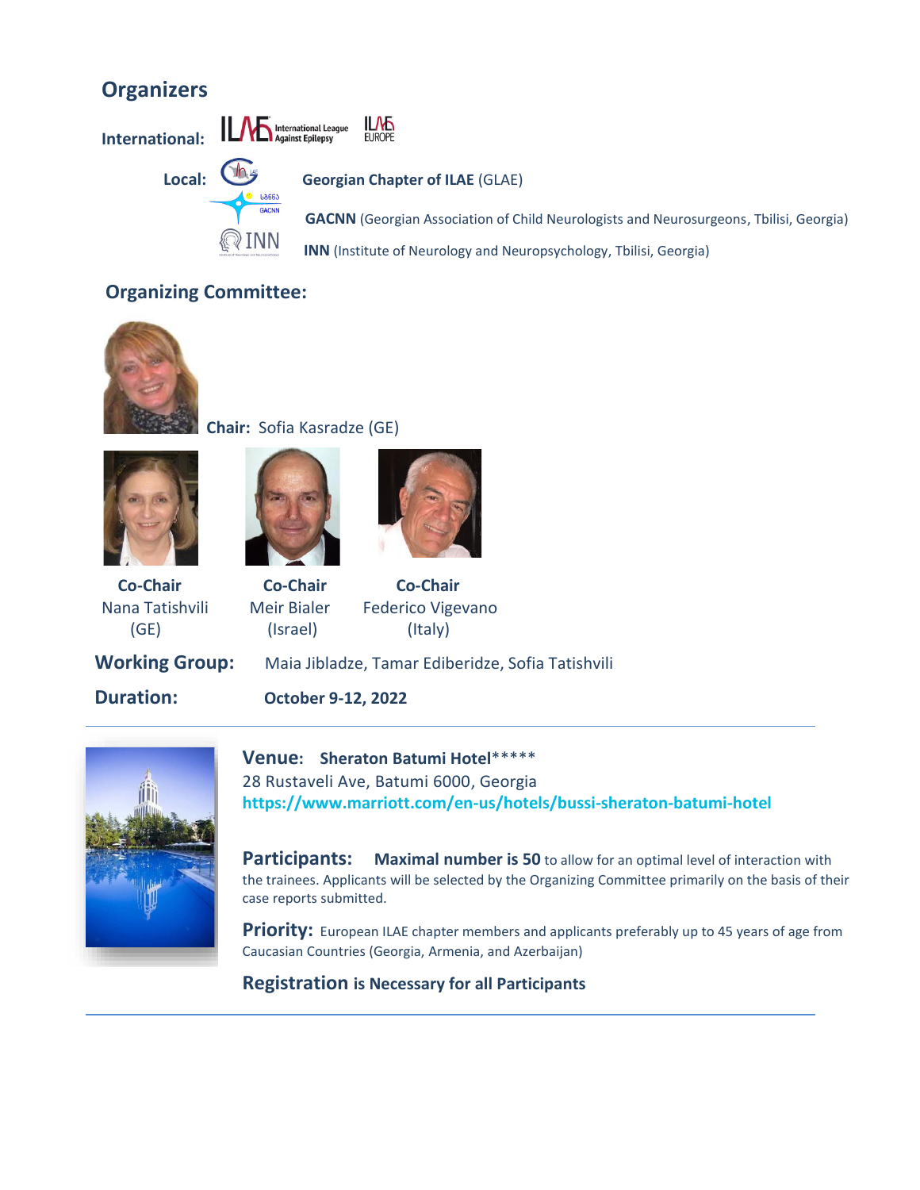## Organizers

**International:** ILAE International League Against Epilepsy, ILAE Europe

**Local:**

**Georgian Chapter of ILAE** (GLAE)

**GACNN** (Georgian Association of Child Neurologists and Neurosurgeons, Tbilisi, Georgia)

**INN** (Institute of Neurology and Neuropsychology, Tbilisi, Georgia)

## Organizing Committee:

**Chair:** Sofia Kasradze (GE)

| **Co-Chair** | **Co-Chair** | **Co-Chair** |
|---|---|---|
| Nana Tatishvili (GE) | Meir Bialer (Israel) | Federico Vigevano (Italy) |

**Working Group:** Maia Jibladze, Tamar Ediberidze, Sofia Tatishvili

**Duration:** **October 9-12, 2022**

---

**Venue: Sheraton Batumi Hotel*****

28 Rustaveli Ave, Batumi 6000, Georgia

https://www.marriott.com/en-us/hotels/bussi-sheraton-batumi-hotel

**Participants: Maximal number is 50** to allow for an optimal level of interaction with the trainees. Applicants will be selected by the Organizing Committee primarily on the basis of their case reports submitted.

**Priority:** European ILAE chapter members and applicants preferably up to 45 years of age from Caucasian Countries (Georgia, Armenia, and Azerbaijan)

**Registration is Necessary for all Participants**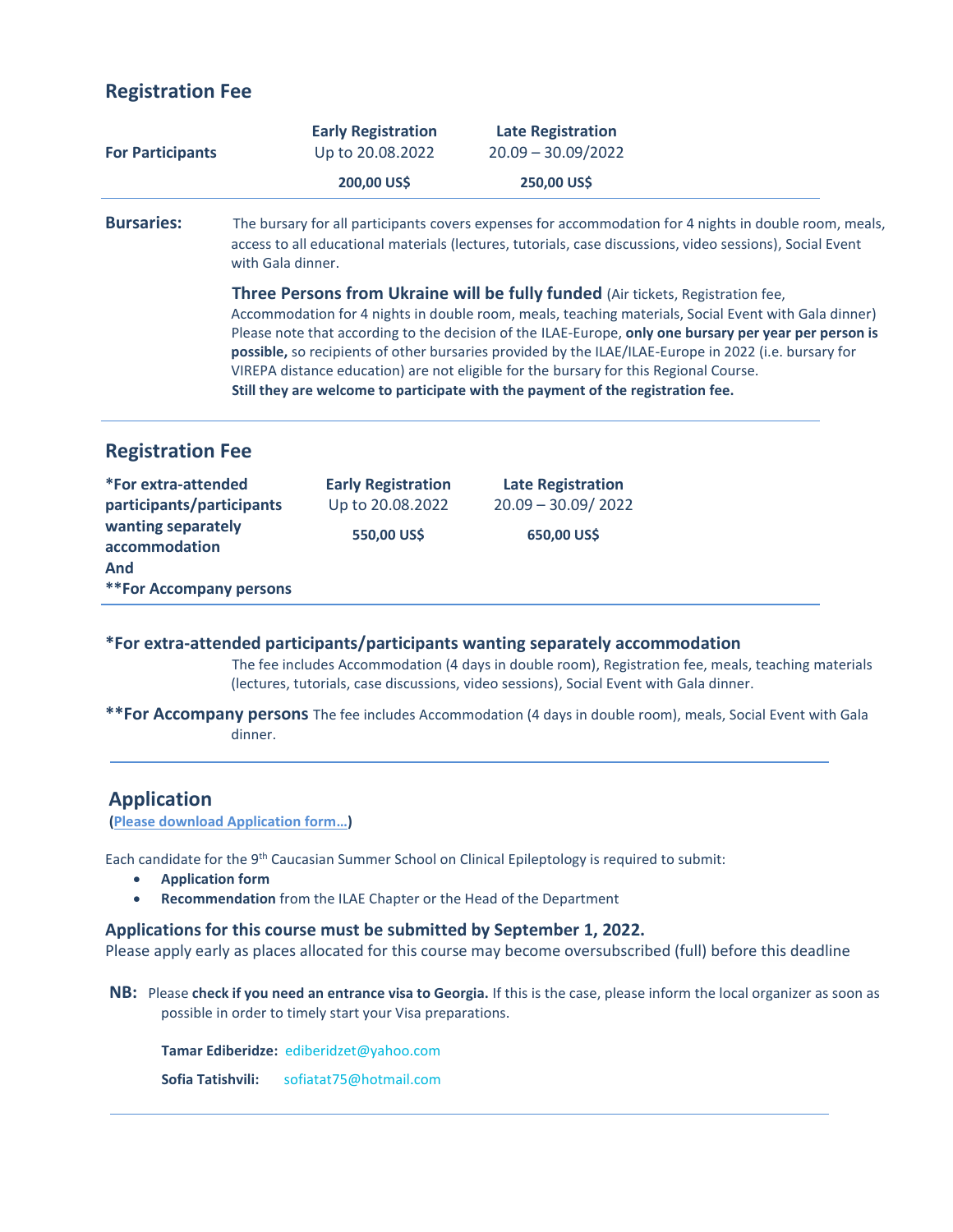## Registration Fee

| For Participants | Early Registration<br>Up to 20.08.2022 | Late Registration<br>20.09 – 30.09/2022 |
|---|---|---|
| | **200,00 US$** | **250,00 US$** |

**Bursaries:** The bursary for all participants covers expenses for accommodation for 4 nights in double room, meals, access to all educational materials (lectures, tutorials, case discussions, video sessions), Social Event with Gala dinner.

**Three Persons from Ukraine will be fully funded** (Air tickets, Registration fee, Accommodation for 4 nights in double room, meals, teaching materials, Social Event with Gala dinner) Please note that according to the decision of the ILAE-Europe, **only one bursary per year per person is possible,** so recipients of other bursaries provided by the ILAE/ILAE-Europe in 2022 (i.e. bursary for VIREPA distance education) are not eligible for the bursary for this Regional Course.
**Still they are welcome to participate with the payment of the registration fee.**

## Registration Fee

| | Early Registration<br>Up to 20.08.2022 | Late Registration<br>20.09 – 30.09/ 2022 |
|---|---|---|
| ***For extra-attended participants/participants wanting separately accommodation And **For Accompany persons** | **550,00 US$** | **650,00 US$** |

**\*For extra-attended participants/participants wanting separately accommodation**
The fee includes Accommodation (4 days in double room), Registration fee, meals, teaching materials (lectures, tutorials, case discussions, video sessions), Social Event with Gala dinner.

****For Accompany persons** The fee includes Accommodation (4 days in double room), meals, Social Event with Gala dinner.

## Application

(**Please download Application form…**)

Each candidate for the 9th Caucasian Summer School on Clinical Epileptology is required to submit:

- **Application form**
- **Recommendation** from the ILAE Chapter or the Head of the Department

**Applications for this course must be submitted by September 1, 2022.**
Please apply early as places allocated for this course may become oversubscribed (full) before this deadline

**NB:** Please **check if you need an entrance visa to Georgia.** If this is the case, please inform the local organizer as soon as possible in order to timely start your Visa preparations.

**Tamar Ediberidze:** ediberidzet@yahoo.com

**Sofia Tatishvili:** sofiatat75@hotmail.com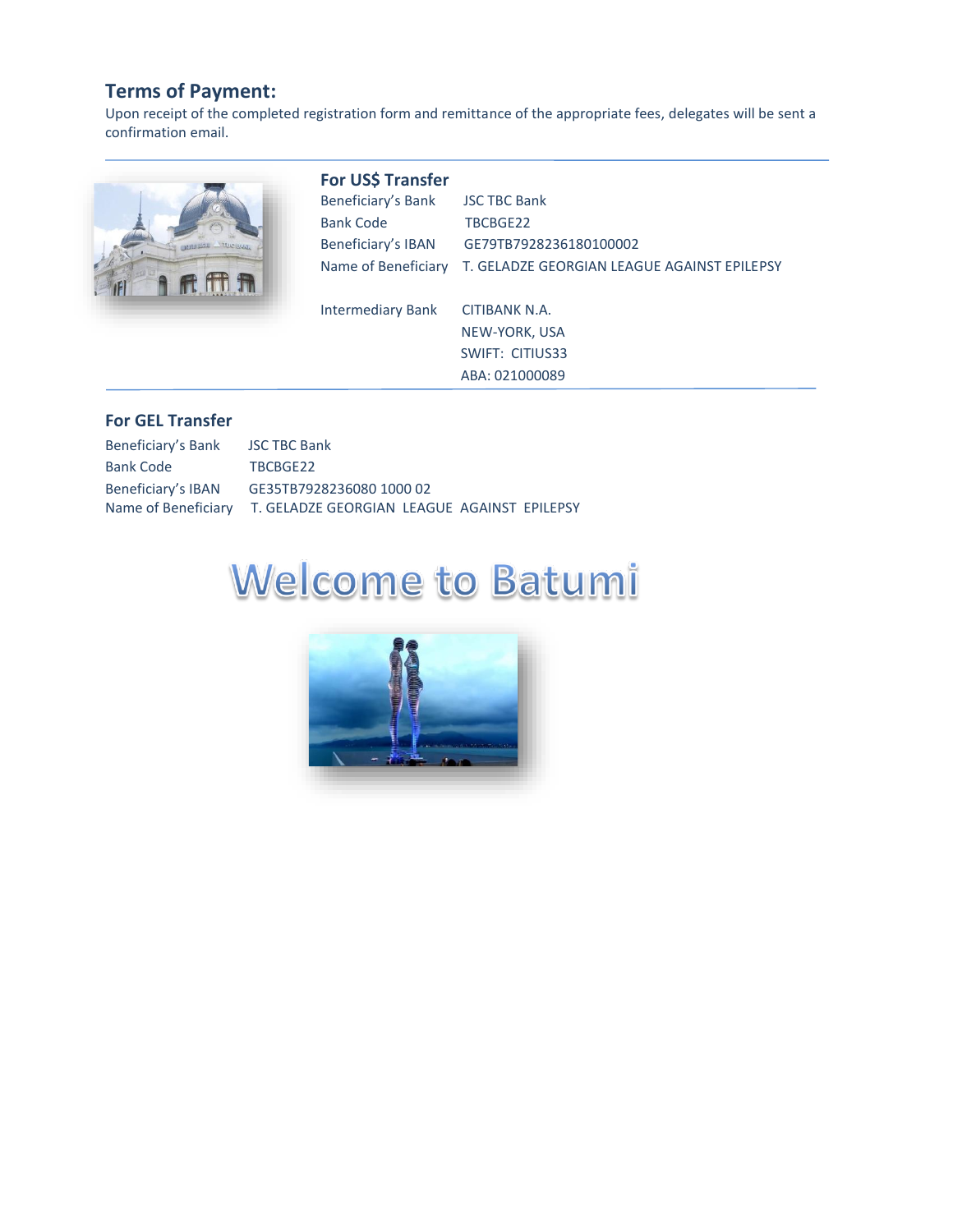## Terms of Payment:

Upon receipt of the completed registration form and remittance of the appropriate fees, delegates will be sent a confirmation email.

### For US$ Transfer

| | |
|---|---|
| Beneficiary's Bank | JSC TBC Bank |
| Bank Code | TBCBGE22 |
| Beneficiary's IBAN | GE79TB7928236180100002 |
| Name of Beneficiary | T. GELADZE GEORGIAN LEAGUE AGAINST EPILEPSY |
| Intermediary Bank | CITIBANK N.A.<br>NEW-YORK, USA<br>SWIFT: CITIUS33<br>ABA: 021000089 |

### For GEL Transfer

| | |
|---|---|
| Beneficiary's Bank | JSC TBC Bank |
| Bank Code | TBCBGE22 |
| Beneficiary's IBAN | GE35TB7928236080 1000 02 |
| Name of Beneficiary | T. GELADZE GEORGIAN LEAGUE AGAINST EPILEPSY |

# Welcome to Batumi